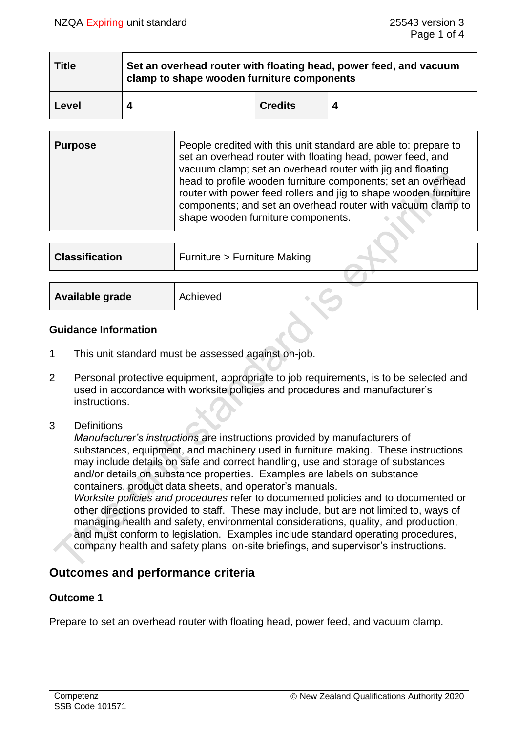| Title | Set an overhead router with floating head, power feed, and vacuum clamp to shape wooden furniture components | | |
|---|---|---|---|
| **Level** | **4** | **Credits** | **4** |

| Purpose | People credited with this unit standard are able to: prepare to set an overhead router with floating head, power feed, and vacuum clamp; set an overhead router with jig and floating head to profile wooden furniture components; set an overhead router with power feed rollers and jig to shape wooden furniture components; and set an overhead router with vacuum clamp to shape wooden furniture components. |
|---|---|

| Classification | Furniture > Furniture Making |
|---|---|

| Available grade | Achieved |
|---|---|

## Guidance Information

1. This unit standard must be assessed against on-job.

2. Personal protective equipment, appropriate to job requirements, is to be selected and used in accordance with worksite policies and procedures and manufacturer's instructions.

3. Definitions

   *Manufacturer's instructions* are instructions provided by manufacturers of substances, equipment, and machinery used in furniture making. These instructions may include details on safe and correct handling, use and storage of substances and/or details on substance properties. Examples are labels on substance containers, product data sheets, and operator's manuals.

   *Worksite policies and procedures* refer to documented policies and to documented or other directions provided to staff. These may include, but are not limited to, ways of managing health and safety, environmental considerations, quality, and production, and must conform to legislation. Examples include standard operating procedures, company health and safety plans, on-site briefings, and supervisor's instructions.

## Outcomes and performance criteria

### Outcome 1

Prepare to set an overhead router with floating head, power feed, and vacuum clamp.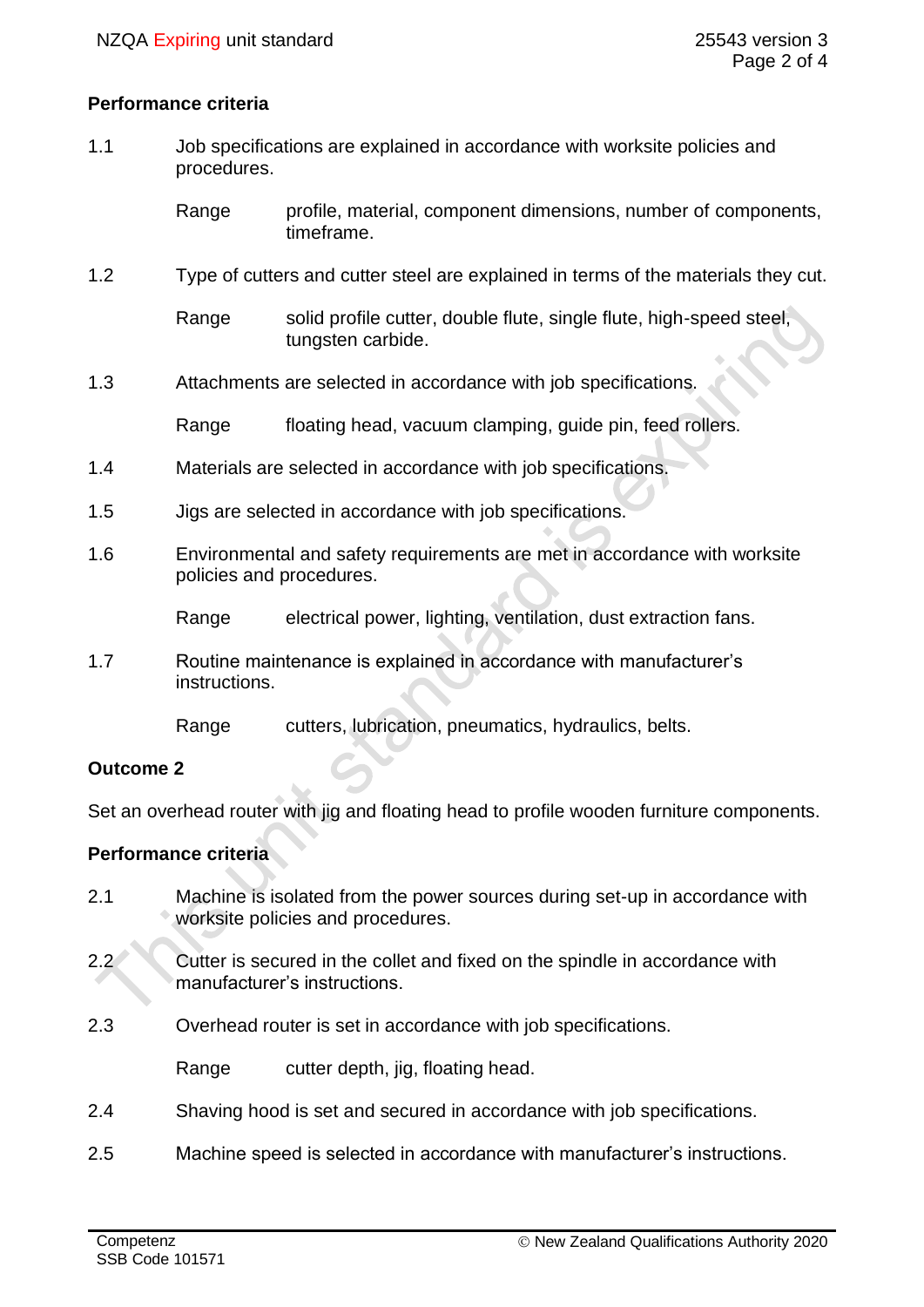### Performance criteria

1.1 Job specifications are explained in accordance with worksite policies and procedures.

Range profile, material, component dimensions, number of components, timeframe.

1.2 Type of cutters and cutter steel are explained in terms of the materials they cut.

Range solid profile cutter, double flute, single flute, high-speed steel, tungsten carbide.

1.3 Attachments are selected in accordance with job specifications.

Range floating head, vacuum clamping, guide pin, feed rollers.

1.4 Materials are selected in accordance with job specifications.

1.5 Jigs are selected in accordance with job specifications.

1.6 Environmental and safety requirements are met in accordance with worksite policies and procedures.

Range electrical power, lighting, ventilation, dust extraction fans.

1.7 Routine maintenance is explained in accordance with manufacturer's instructions.

Range cutters, lubrication, pneumatics, hydraulics, belts.

## Outcome 2

Set an overhead router with jig and floating head to profile wooden furniture components.

### Performance criteria

2.1 Machine is isolated from the power sources during set-up in accordance with worksite policies and procedures.

2.2 Cutter is secured in the collet and fixed on the spindle in accordance with manufacturer's instructions.

2.3 Overhead router is set in accordance with job specifications.

Range cutter depth, jig, floating head.

2.4 Shaving hood is set and secured in accordance with job specifications.

2.5 Machine speed is selected in accordance with manufacturer's instructions.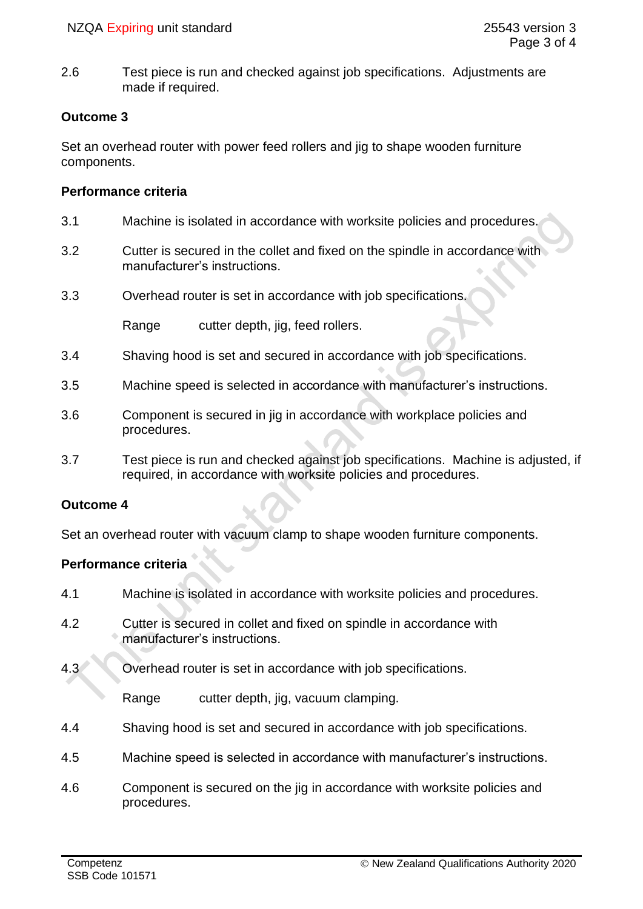2.6 Test piece is run and checked against job specifications. Adjustments are made if required.

**Outcome 3**

Set an overhead router with power feed rollers and jig to shape wooden furniture components.

**Performance criteria**

3.1 Machine is isolated in accordance with worksite policies and procedures.

3.2 Cutter is secured in the collet and fixed on the spindle in accordance with manufacturer's instructions.

3.3 Overhead router is set in accordance with job specifications.

Range cutter depth, jig, feed rollers.

3.4 Shaving hood is set and secured in accordance with job specifications.

3.5 Machine speed is selected in accordance with manufacturer's instructions.

3.6 Component is secured in jig in accordance with workplace policies and procedures.

3.7 Test piece is run and checked against job specifications. Machine is adjusted, if required, in accordance with worksite policies and procedures.

**Outcome 4**

Set an overhead router with vacuum clamp to shape wooden furniture components.

**Performance criteria**

4.1 Machine is isolated in accordance with worksite policies and procedures.

4.2 Cutter is secured in collet and fixed on spindle in accordance with manufacturer's instructions.

4.3 Overhead router is set in accordance with job specifications.

Range cutter depth, jig, vacuum clamping.

4.4 Shaving hood is set and secured in accordance with job specifications.

4.5 Machine speed is selected in accordance with manufacturer's instructions.

4.6 Component is secured on the jig in accordance with worksite policies and procedures.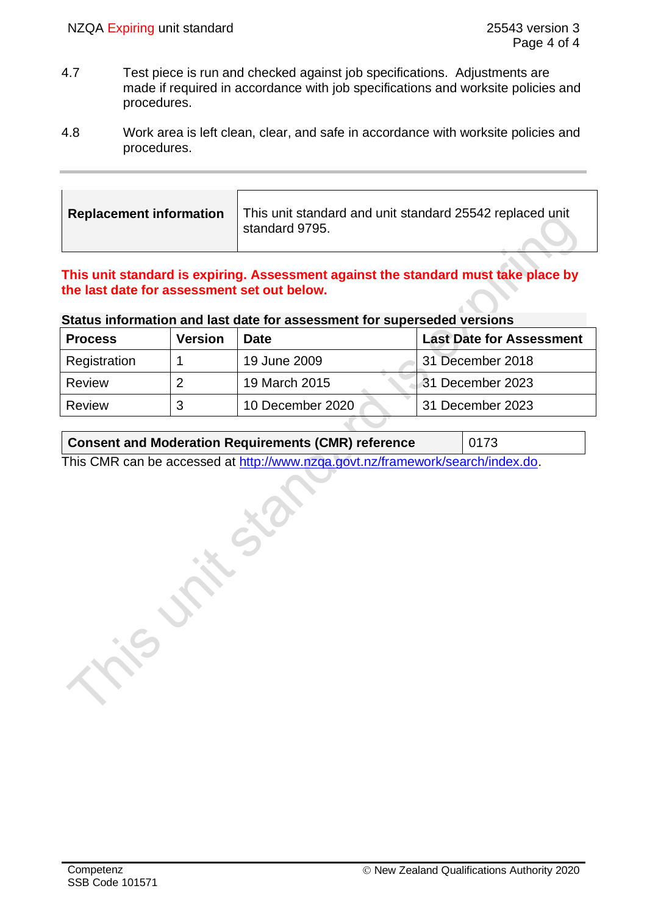4.7 Test piece is run and checked against job specifications. Adjustments are made if required in accordance with job specifications and worksite policies and procedures.

4.8 Work area is left clean, clear, and safe in accordance with worksite policies and procedures.

| | |
|---|---|
| **Replacement information** | This unit standard and unit standard 25542 replaced unit standard 9795. |

**This unit standard is expiring. Assessment against the standard must take place by the last date for assessment set out below.**

**Status information and last date for assessment for superseded versions**

| Process | Version | Date | Last Date for Assessment |
|---|---|---|---|
| Registration | 1 | 19 June 2009 | 31 December 2018 |
| Review | 2 | 19 March 2015 | 31 December 2023 |
| Review | 3 | 10 December 2020 | 31 December 2023 |

| | |
|---|---|
| **Consent and Moderation Requirements (CMR) reference** | 0173 |

This CMR can be accessed at http://www.nzqa.govt.nz/framework/search/index.do.